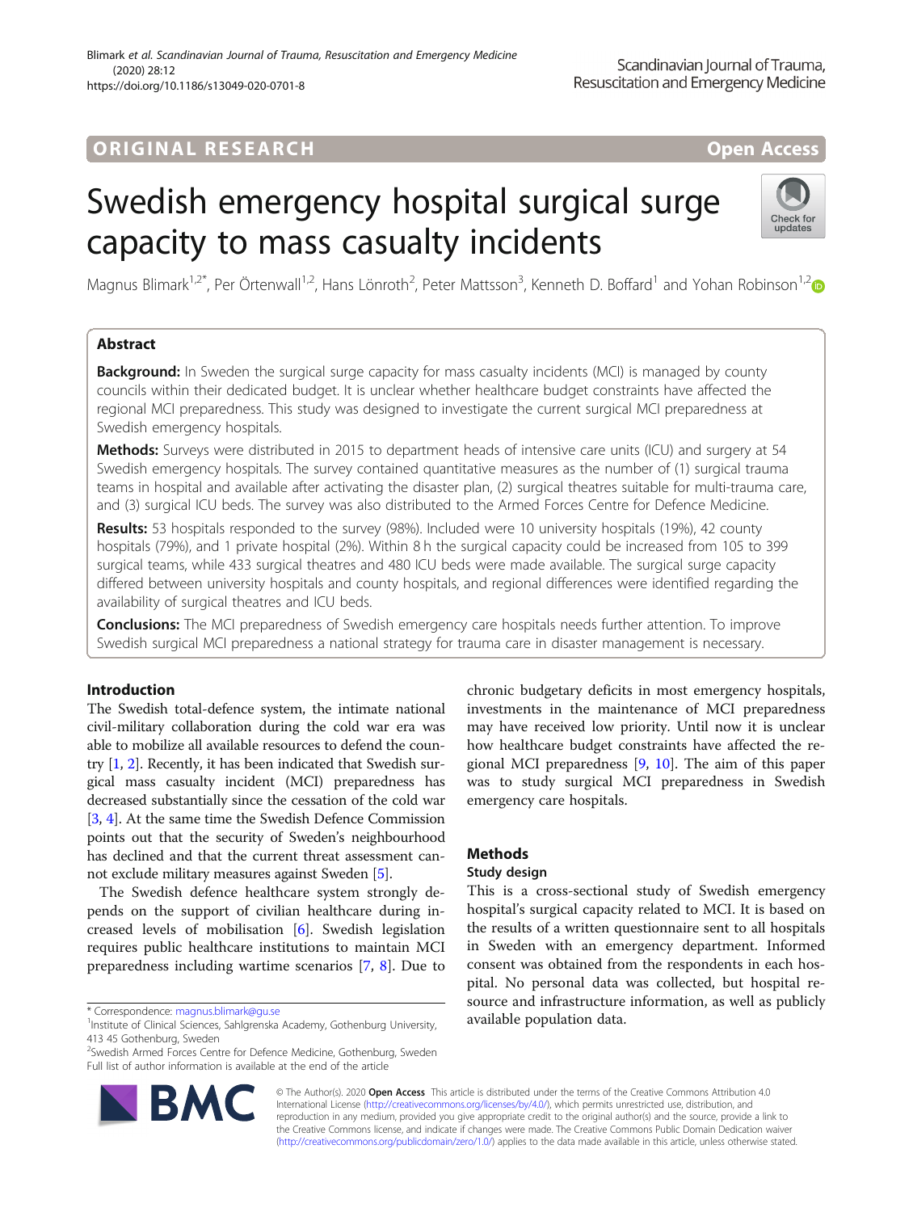ORIGINAL RESEARCH

Open Access

# Swedish emergency hospital surgical surge capacity to mass casualty incidents

Magnus Blimark[1,2*], Per Örtenwall[1,2], Hans Lönroth[2], Peter Mattsson[3], Kenneth D. Boffard[1] and Yohan Robinson[1,2]

## Abstract

**Background:** In Sweden the surgical surge capacity for mass casualty incidents (MCI) is managed by county councils within their dedicated budget. It is unclear whether healthcare budget constraints have affected the regional MCI preparedness. This study was designed to investigate the current surgical MCI preparedness at Swedish emergency hospitals.

**Methods:** Surveys were distributed in 2015 to department heads of intensive care units (ICU) and surgery at 54 Swedish emergency hospitals. The survey contained quantitative measures as the number of (1) surgical trauma teams in hospital and available after activating the disaster plan, (2) surgical theatres suitable for multi-trauma care, and (3) surgical ICU beds. The survey was also distributed to the Armed Forces Centre for Defence Medicine.

**Results:** 53 hospitals responded to the survey (98%). Included were 10 university hospitals (19%), 42 county hospitals (79%), and 1 private hospital (2%). Within 8 h the surgical capacity could be increased from 105 to 399 surgical teams, while 433 surgical theatres and 480 ICU beds were made available. The surgical surge capacity differed between university hospitals and county hospitals, and regional differences were identified regarding the availability of surgical theatres and ICU beds.

**Conclusions:** The MCI preparedness of Swedish emergency care hospitals needs further attention. To improve Swedish surgical MCI preparedness a national strategy for trauma care in disaster management is necessary.

## Introduction

The Swedish total-defence system, the intimate national civil-military collaboration during the cold war era was able to mobilize all available resources to defend the country [1, 2]. Recently, it has been indicated that Swedish surgical mass casualty incident (MCI) preparedness has decreased substantially since the cessation of the cold war [3, 4]. At the same time the Swedish Defence Commission points out that the security of Sweden's neighbourhood has declined and that the current threat assessment cannot exclude military measures against Sweden [5].

The Swedish defence healthcare system strongly depends on the support of civilian healthcare during increased levels of mobilisation [6]. Swedish legislation requires public healthcare institutions to maintain MCI preparedness including wartime scenarios [7, 8]. Due to chronic budgetary deficits in most emergency hospitals, investments in the maintenance of MCI preparedness may have received low priority. Until now it is unclear how healthcare budget constraints have affected the regional MCI preparedness [9, 10]. The aim of this paper was to study surgical MCI preparedness in Swedish emergency care hospitals.

## Methods

### Study design

This is a cross-sectional study of Swedish emergency hospital's surgical capacity related to MCI. It is based on the results of a written questionnaire sent to all hospitals in Sweden with an emergency department. Informed consent was obtained from the respondents in each hospital. No personal data was collected, but hospital resource and infrastructure information, as well as publicly available population data.

* Correspondence: magnus.blimark@gu.se
[1]Institute of Clinical Sciences, Sahlgrenska Academy, Gothenburg University, 413 45 Gothenburg, Sweden
[2]Swedish Armed Forces Centre for Defence Medicine, Gothenburg, Sweden
Full list of author information is available at the end of the article

© The Author(s). 2020 **Open Access** This article is distributed under the terms of the Creative Commons Attribution 4.0 International License (http://creativecommons.org/licenses/by/4.0/), which permits unrestricted use, distribution, and reproduction in any medium, provided you give appropriate credit to the original author(s) and the source, provide a link to the Creative Commons license, and indicate if changes were made. The Creative Commons Public Domain Dedication waiver (http://creativecommons.org/publicdomain/zero/1.0/) applies to the data made available in this article, unless otherwise stated.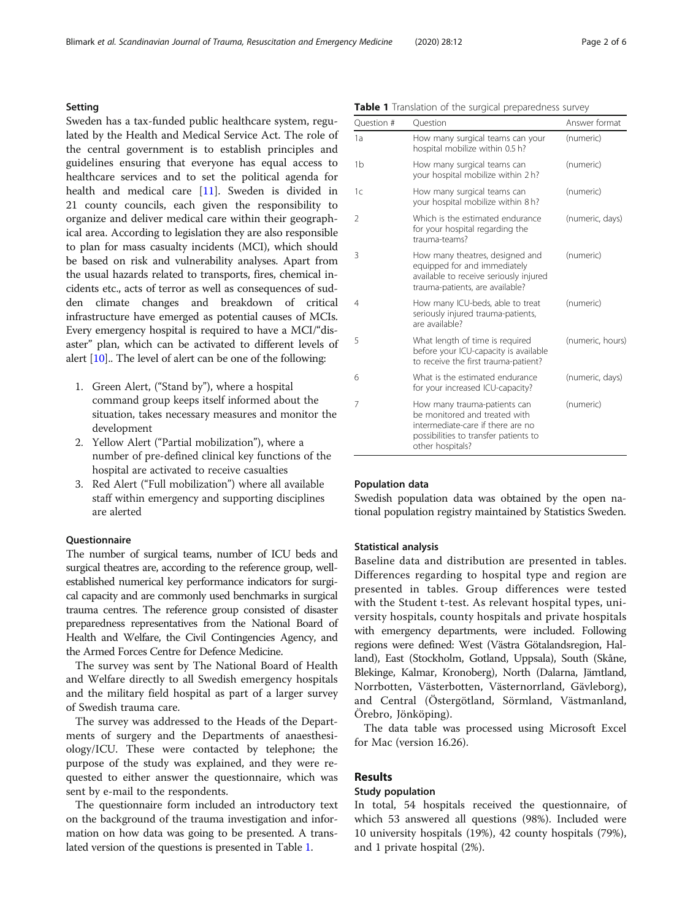## Setting

Sweden has a tax-funded public healthcare system, regulated by the Health and Medical Service Act. The role of the central government is to establish principles and guidelines ensuring that everyone has equal access to healthcare services and to set the political agenda for health and medical care [11]. Sweden is divided in 21 county councils, each given the responsibility to organize and deliver medical care within their geographical area. According to legislation they are also responsible to plan for mass casualty incidents (MCI), which should be based on risk and vulnerability analyses. Apart from the usual hazards related to transports, fires, chemical incidents etc., acts of terror as well as consequences of sudden climate changes and breakdown of critical infrastructure have emerged as potential causes of MCIs. Every emergency hospital is required to have a MCI/"disaster" plan, which can be activated to different levels of alert [10].. The level of alert can be one of the following:

1. Green Alert, ("Stand by"), where a hospital command group keeps itself informed about the situation, takes necessary measures and monitor the development
2. Yellow Alert ("Partial mobilization"), where a number of pre-defined clinical key functions of the hospital are activated to receive casualties
3. Red Alert ("Full mobilization") where all available staff within emergency and supporting disciplines are alerted

## Questionnaire

The number of surgical teams, number of ICU beds and surgical theatres are, according to the reference group, well-established numerical key performance indicators for surgical capacity and are commonly used benchmarks in surgical trauma centres. The reference group consisted of disaster preparedness representatives from the National Board of Health and Welfare, the Civil Contingencies Agency, and the Armed Forces Centre for Defence Medicine.

The survey was sent by The National Board of Health and Welfare directly to all Swedish emergency hospitals and the military field hospital as part of a larger survey of Swedish trauma care.

The survey was addressed to the Heads of the Departments of surgery and the Departments of anaesthesiology/ICU. These were contacted by telephone; the purpose of the study was explained, and they were requested to either answer the questionnaire, which was sent by e-mail to the respondents.

The questionnaire form included an introductory text on the background of the trauma investigation and information on how data was going to be presented. A translated version of the questions is presented in Table 1.

**Table 1** Translation of the surgical preparedness survey

| Question # | Question | Answer format |
| --- | --- | --- |
| 1a | How many surgical teams can your hospital mobilize within 0.5 h? | (numeric) |
| 1b | How many surgical teams can your hospital mobilize within 2 h? | (numeric) |
| 1c | How many surgical teams can your hospital mobilize within 8 h? | (numeric) |
| 2 | Which is the estimated endurance for your hospital regarding the trauma-teams? | (numeric, days) |
| 3 | How many theatres, designed and equipped for and immediately available to receive seriously injured trauma-patients, are available? | (numeric) |
| 4 | How many ICU-beds, able to treat seriously injured trauma-patients, are available? | (numeric) |
| 5 | What length of time is required before your ICU-capacity is available to receive the first trauma-patient? | (numeric, hours) |
| 6 | What is the estimated endurance for your increased ICU-capacity? | (numeric, days) |
| 7 | How many trauma-patients can be monitored and treated with intermediate-care if there are no possibilities to transfer patients to other hospitals? | (numeric) |

## Population data

Swedish population data was obtained by the open national population registry maintained by Statistics Sweden.

## Statistical analysis

Baseline data and distribution are presented in tables. Differences regarding to hospital type and region are presented in tables. Group differences were tested with the Student t-test. As relevant hospital types, university hospitals, county hospitals and private hospitals with emergency departments, were included. Following regions were defined: West (Västra Götalandsregion, Halland), East (Stockholm, Gotland, Uppsala), South (Skåne, Blekinge, Kalmar, Kronoberg), North (Dalarna, Jämtland, Norrbotten, Västerbotten, Västernorrland, Gävleborg), and Central (Östergötland, Sörmland, Västmanland, Örebro, Jönköping).

The data table was processed using Microsoft Excel for Mac (version 16.26).

# Results

## Study population

In total, 54 hospitals received the questionnaire, of which 53 answered all questions (98%). Included were 10 university hospitals (19%), 42 county hospitals (79%), and 1 private hospital (2%).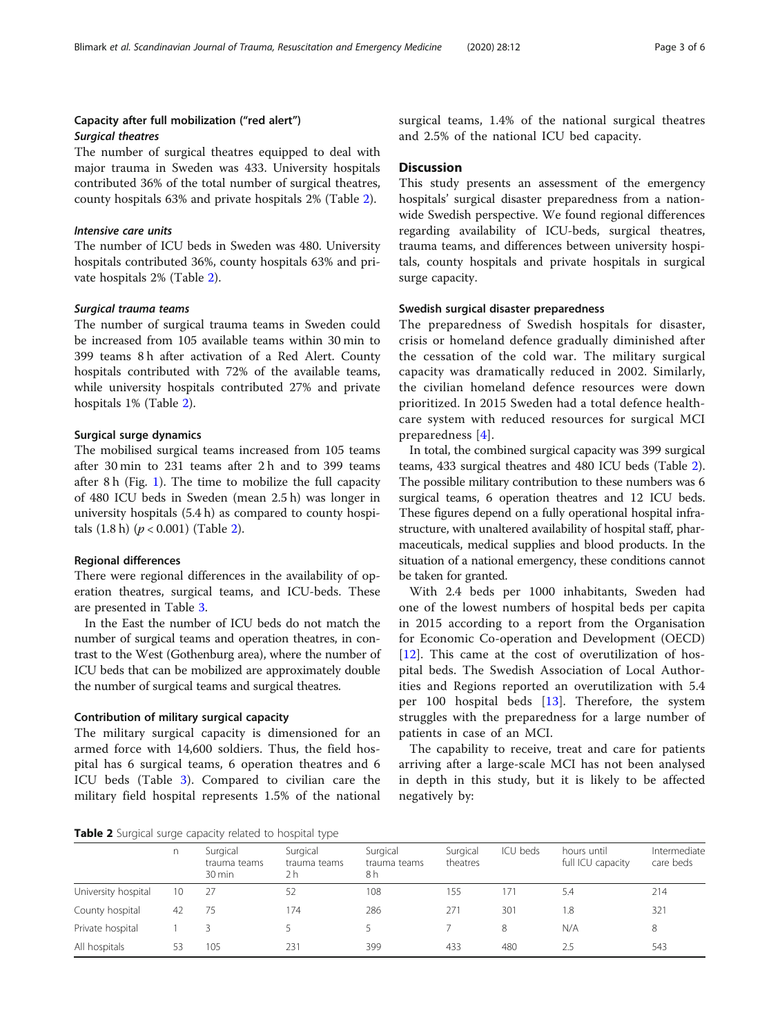## Capacity after full mobilization ("red alert")

### *Surgical theatres*

The number of surgical theatres equipped to deal with major trauma in Sweden was 433. University hospitals contributed 36% of the total number of surgical theatres, county hospitals 63% and private hospitals 2% (Table 2).

### *Intensive care units*

The number of ICU beds in Sweden was 480. University hospitals contributed 36%, county hospitals 63% and private hospitals 2% (Table 2).

### *Surgical trauma teams*

The number of surgical trauma teams in Sweden could be increased from 105 available teams within 30 min to 399 teams 8 h after activation of a Red Alert. County hospitals contributed with 72% of the available teams, while university hospitals contributed 27% and private hospitals 1% (Table 2).

### Surgical surge dynamics

The mobilised surgical teams increased from 105 teams after 30 min to 231 teams after 2 h and to 399 teams after 8 h (Fig. 1). The time to mobilize the full capacity of 480 ICU beds in Sweden (mean 2.5 h) was longer in university hospitals (5.4 h) as compared to county hospitals (1.8 h) ($p < 0.001$) (Table 2).

### Regional differences

There were regional differences in the availability of operation theatres, surgical teams, and ICU-beds. These are presented in Table 3.

In the East the number of ICU beds do not match the number of surgical teams and operation theatres, in contrast to the West (Gothenburg area), where the number of ICU beds that can be mobilized are approximately double the number of surgical teams and surgical theatres.

### Contribution of military surgical capacity

The military surgical capacity is dimensioned for an armed force with 14,600 soldiers. Thus, the field hospital has 6 surgical teams, 6 operation theatres and 6 ICU beds (Table 3). Compared to civilian care the military field hospital represents 1.5% of the national surgical teams, 1.4% of the national surgical theatres and 2.5% of the national ICU bed capacity.

## Discussion

This study presents an assessment of the emergency hospitals' surgical disaster preparedness from a nationwide Swedish perspective. We found regional differences regarding availability of ICU-beds, surgical theatres, trauma teams, and differences between university hospitals, county hospitals and private hospitals in surgical surge capacity.

### Swedish surgical disaster preparedness

The preparedness of Swedish hospitals for disaster, crisis or homeland defence gradually diminished after the cessation of the cold war. The military surgical capacity was dramatically reduced in 2002. Similarly, the civilian homeland defence resources were down prioritized. In 2015 Sweden had a total defence healthcare system with reduced resources for surgical MCI preparedness [4].

In total, the combined surgical capacity was 399 surgical teams, 433 surgical theatres and 480 ICU beds (Table 2). The possible military contribution to these numbers was 6 surgical teams, 6 operation theatres and 12 ICU beds. These figures depend on a fully operational hospital infrastructure, with unaltered availability of hospital staff, pharmaceuticals, medical supplies and blood products. In the situation of a national emergency, these conditions cannot be taken for granted.

With 2.4 beds per 1000 inhabitants, Sweden had one of the lowest numbers of hospital beds per capita in 2015 according to a report from the Organisation for Economic Co-operation and Development (OECD) [12]. This came at the cost of overutilization of hospital beds. The Swedish Association of Local Authorities and Regions reported an overutilization with 5.4 per 100 hospital beds [13]. Therefore, the system struggles with the preparedness for a large number of patients in case of an MCI.

The capability to receive, treat and care for patients arriving after a large-scale MCI has not been analysed in depth in this study, but it is likely to be affected negatively by:

**Table 2** Surgical surge capacity related to hospital type

| | n | Surgical trauma teams 30 min | Surgical trauma teams 2 h | Surgical trauma teams 8 h | Surgical theatres | ICU beds | hours until full ICU capacity | Intermediate care beds |
|---|---|---|---|---|---|---|---|---|
| University hospital | 10 | 27 | 52 | 108 | 155 | 171 | 5.4 | 214 |
| County hospital | 42 | 75 | 174 | 286 | 271 | 301 | 1.8 | 321 |
| Private hospital | 1 | 3 | 5 | 5 | 7 | 8 | N/A | 8 |
| All hospitals | 53 | 105 | 231 | 399 | 433 | 480 | 2.5 | 543 |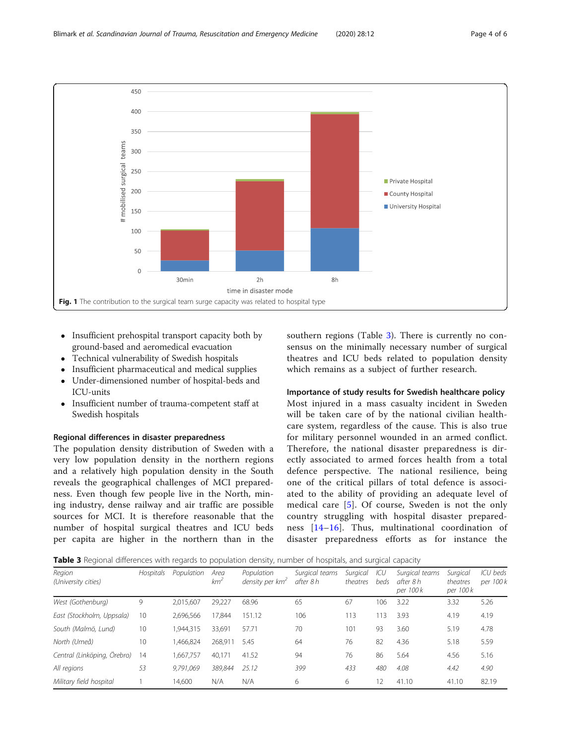Fig. 1 The contribution to the surgical team surge capacity was related to hospital type

- Insufficient prehospital transport capacity both by ground-based and aeromedical evacuation
- Technical vulnerability of Swedish hospitals
- Insufficient pharmaceutical and medical supplies
- Under-dimensioned number of hospital-beds and ICU-units
- Insufficient number of trauma-competent staff at Swedish hospitals

### Regional differences in disaster preparedness

The population density distribution of Sweden with a very low population density in the northern regions and a relatively high population density in the South reveals the geographical challenges of MCI preparedness. Even though few people live in the North, mining industry, dense railway and air traffic are possible sources for MCI. It is therefore reasonable that the number of hospital surgical theatres and ICU beds per capita are higher in the northern than in the southern regions (Table 3). There is currently no consensus on the minimally necessary number of surgical theatres and ICU beds related to population density which remains as a subject of further research.

### Importance of study results for Swedish healthcare policy

Most injured in a mass casualty incident in Sweden will be taken care of by the national civilian healthcare system, regardless of the cause. This is also true for military personnel wounded in an armed conflict. Therefore, the national disaster preparedness is directly associated to armed forces health from a total defence perspective. The national resilience, being one of the critical pillars of total defence is associated to the ability of providing an adequate level of medical care [5]. Of course, Sweden is not the only country struggling with hospital disaster preparedness [14–16]. Thus, multinational coordination of disaster preparedness efforts as for instance the

**Table 3** Regional differences with regards to population density, number of hospitals, and surgical capacity

| Region (University cities) | Hospitals | Population | Area km$^2$ | Population density per km$^2$ | Surgical teams after 8 h | Surgical theatres | ICU beds | Surgical teams after 8 h per 100 k | Surgical theatres per 100 k | ICU beds per 100 k |
|---|---|---|---|---|---|---|---|---|---|---|
| West (Gothenburg) | 9 | 2,015,607 | 29,227 | 68.96 | 65 | 67 | 106 | 3.22 | 3.32 | 5.26 |
| East (Stockholm, Uppsala) | 10 | 2,696,566 | 17,844 | 151.12 | 106 | 113 | 113 | 3.93 | 4.19 | 4.19 |
| South (Malmö, Lund) | 10 | 1,944,315 | 33,691 | 57.71 | 70 | 101 | 93 | 3.60 | 5.19 | 4.78 |
| North (Umeå) | 10 | 1,466,824 | 268,911 | 5.45 | 64 | 76 | 82 | 4.36 | 5.18 | 5.59 |
| Central (Linköping, Örebro) | 14 | 1,667,757 | 40,171 | 41.52 | 94 | 76 | 86 | 5.64 | 4.56 | 5.16 |
| *All regions* | *53* | *9,791,069* | *389,844* | *25.12* | *399* | *433* | *480* | *4.08* | *4.42* | *4.90* |
| *Military field hospital* | 1 | 14,600 | N/A | N/A | 6 | 6 | 12 | 41.10 | 41.10 | 82.19 |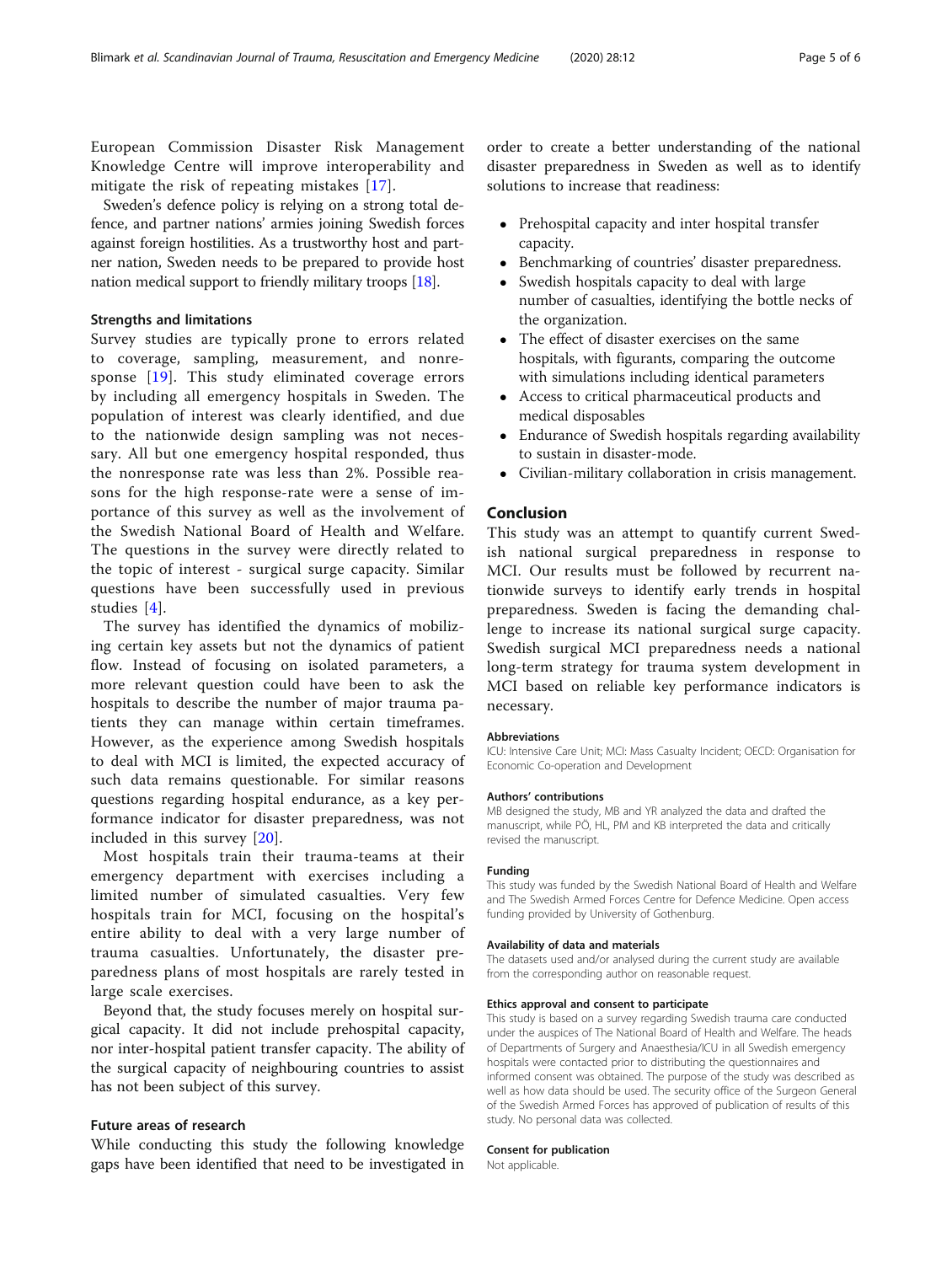European Commission Disaster Risk Management Knowledge Centre will improve interoperability and mitigate the risk of repeating mistakes [17].

Sweden's defence policy is relying on a strong total defence, and partner nations' armies joining Swedish forces against foreign hostilities. As a trustworthy host and partner nation, Sweden needs to be prepared to provide host nation medical support to friendly military troops [18].

### Strengths and limitations

Survey studies are typically prone to errors related to coverage, sampling, measurement, and nonresponse [19]. This study eliminated coverage errors by including all emergency hospitals in Sweden. The population of interest was clearly identified, and due to the nationwide design sampling was not necessary. All but one emergency hospital responded, thus the nonresponse rate was less than 2%. Possible reasons for the high response-rate were a sense of importance of this survey as well as the involvement of the Swedish National Board of Health and Welfare. The questions in the survey were directly related to the topic of interest - surgical surge capacity. Similar questions have been successfully used in previous studies [4].

The survey has identified the dynamics of mobilizing certain key assets but not the dynamics of patient flow. Instead of focusing on isolated parameters, a more relevant question could have been to ask the hospitals to describe the number of major trauma patients they can manage within certain timeframes. However, as the experience among Swedish hospitals to deal with MCI is limited, the expected accuracy of such data remains questionable. For similar reasons questions regarding hospital endurance, as a key performance indicator for disaster preparedness, was not included in this survey [20].

Most hospitals train their trauma-teams at their emergency department with exercises including a limited number of simulated casualties. Very few hospitals train for MCI, focusing on the hospital's entire ability to deal with a very large number of trauma casualties. Unfortunately, the disaster preparedness plans of most hospitals are rarely tested in large scale exercises.

Beyond that, the study focuses merely on hospital surgical capacity. It did not include prehospital capacity, nor inter-hospital patient transfer capacity. The ability of the surgical capacity of neighbouring countries to assist has not been subject of this survey.

### Future areas of research

While conducting this study the following knowledge gaps have been identified that need to be investigated in order to create a better understanding of the national disaster preparedness in Sweden as well as to identify solutions to increase that readiness:

- Prehospital capacity and inter hospital transfer capacity.
- Benchmarking of countries' disaster preparedness.
- Swedish hospitals capacity to deal with large number of casualties, identifying the bottle necks of the organization.
- The effect of disaster exercises on the same hospitals, with figurants, comparing the outcome with simulations including identical parameters
- Access to critical pharmaceutical products and medical disposables
- Endurance of Swedish hospitals regarding availability to sustain in disaster-mode.
- Civilian-military collaboration in crisis management.

## Conclusion

This study was an attempt to quantify current Swedish national surgical preparedness in response to MCI. Our results must be followed by recurrent nationwide surveys to identify early trends in hospital preparedness. Sweden is facing the demanding challenge to increase its national surgical surge capacity. Swedish surgical MCI preparedness needs a national long-term strategy for trauma system development in MCI based on reliable key performance indicators is necessary.

#### Abbreviations

ICU: Intensive Care Unit; MCI: Mass Casualty Incident; OECD: Organisation for Economic Co-operation and Development

#### Authors' contributions

MB designed the study, MB and YR analyzed the data and drafted the manuscript, while PÖ, HL, PM and KB interpreted the data and critically revised the manuscript.

#### Funding

This study was funded by the Swedish National Board of Health and Welfare and The Swedish Armed Forces Centre for Defence Medicine. Open access funding provided by University of Gothenburg.

#### Availability of data and materials

The datasets used and/or analysed during the current study are available from the corresponding author on reasonable request.

#### Ethics approval and consent to participate

This study is based on a survey regarding Swedish trauma care conducted under the auspices of The National Board of Health and Welfare. The heads of Departments of Surgery and Anaesthesia/ICU in all Swedish emergency hospitals were contacted prior to distributing the questionnaires and informed consent was obtained. The purpose of the study was described as well as how data should be used. The security office of the Surgeon General of the Swedish Armed Forces has approved of publication of results of this study. No personal data was collected.

#### Consent for publication

Not applicable.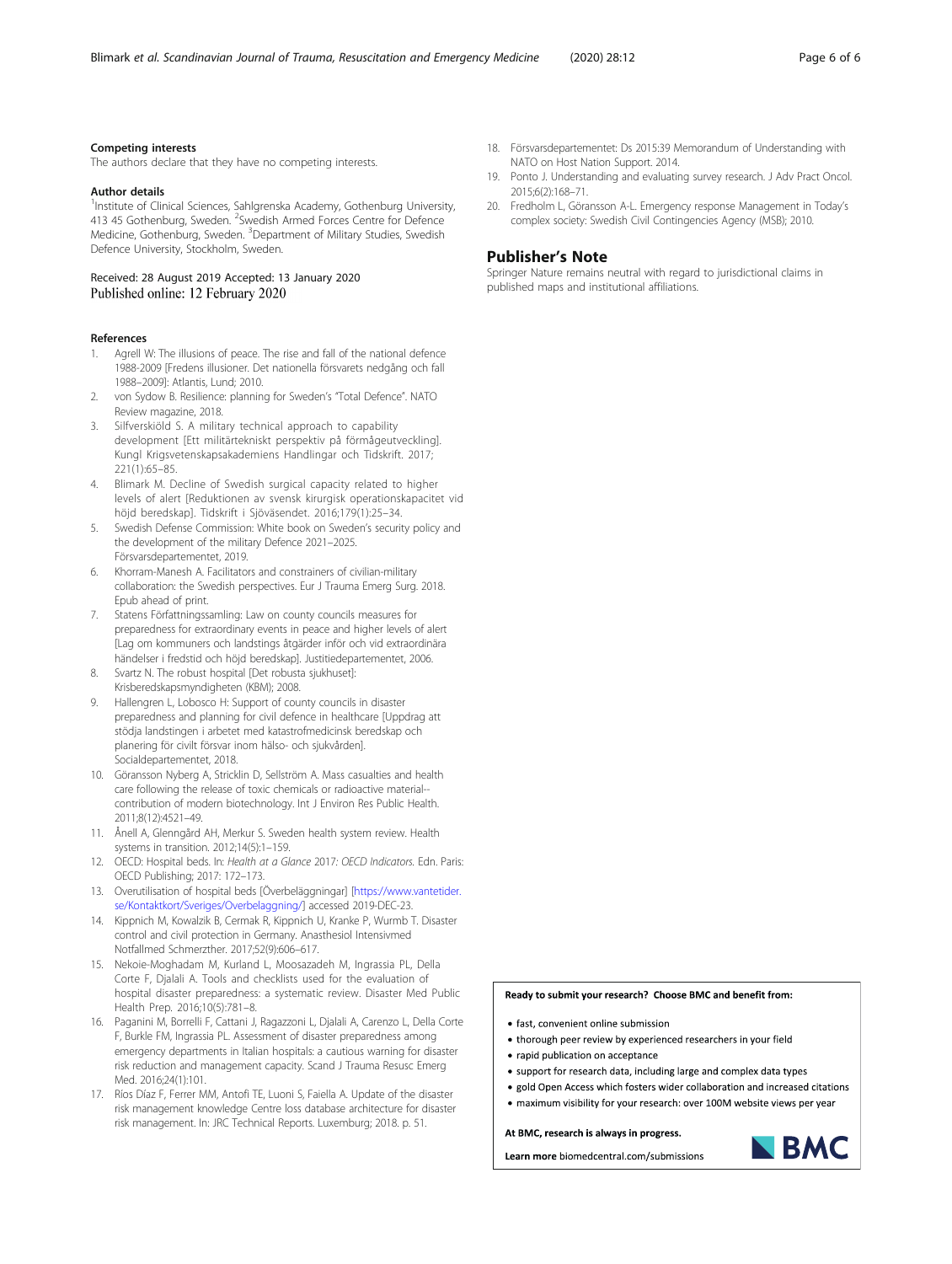### Competing interests

The authors declare that they have no competing interests.

### Author details

[1]Institute of Clinical Sciences, Sahlgrenska Academy, Gothenburg University, 413 45 Gothenburg, Sweden. [2]Swedish Armed Forces Centre for Defence Medicine, Gothenburg, Sweden. [3]Department of Military Studies, Swedish Defence University, Stockholm, Sweden.

Received: 28 August 2019 Accepted: 13 January 2020
Published online: 12 February 2020

### References

1. Agrell W: The illusions of peace. The rise and fall of the national defence 1988-2009 [Fredens illusioner. Det nationella försvarets nedgång och fall 1988–2009]: Atlantis, Lund; 2010.
2. von Sydow B. Resilience: planning for Sweden's "Total Defence". NATO Review magazine, 2018.
3. Silfverskiöld S. A military technical approach to capability development [Ett militärtekniskt perspektiv på förmågeutveckling]. Kungl Krigsvetenskapsakademiens Handlingar och Tidskrift. 2017; 221(1):65–85.
4. Blimark M. Decline of Swedish surgical capacity related to higher levels of alert [Reduktionen av svensk kirurgisk operationskapacitet vid höjd beredskap]. Tidskrift i Sjöväsendet. 2016;179(1):25–34.
5. Swedish Defense Commission: White book on Sweden's security policy and the development of the military Defence 2021–2025. Försvarsdepartementet, 2019.
6. Khorram-Manesh A. Facilitators and constrainers of civilian-military collaboration: the Swedish perspectives. Eur J Trauma Emerg Surg. 2018. Epub ahead of print.
7. Statens Författningssamling: Law on county councils measures for preparedness for extraordinary events in peace and higher levels of alert [Lag om kommuners och landstings åtgärder inför och vid extraordinära händelser i fredstid och höjd beredskap]. Justitiedepartementet, 2006.
8. Svartz N. The robust hospital [Det robusta sjukhuset]: Krisberedskapsmyndigheten (KBM); 2008.
9. Hallengren L, Lobosco H: Support of county councils in disaster preparedness and planning for civil defence in healthcare [Uppdrag att stödja landstingen i arbetet med katastrofmedicinsk beredskap och planering för civilt försvar inom hälso- och sjukvården]. Socialdepartementet, 2018.
10. Göransson Nyberg A, Stricklin D, Sellström A. Mass casualties and health care following the release of toxic chemicals or radioactive material--contribution of modern biotechnology. Int J Environ Res Public Health. 2011;8(12):4521–49.
11. Ånell A, Glenngård AH, Merkur S. Sweden health system review. Health systems in transition. 2012;14(5):1–159.
12. OECD: Hospital beds. In: *Health at a Glance* 2017*: OECD Indicators.* Edn. Paris: OECD Publishing; 2017: 172–173.
13. Overutilisation of hospital beds [Överbeläggningar] [https://www.vantetider.se/Kontaktkort/Sveriges/Overbelaggning/] accessed 2019-DEC-23.
14. Kippnich M, Kowalzik B, Cermak R, Kippnich U, Kranke P, Wurmb T. Disaster control and civil protection in Germany. Anasthesiol Intensivmed Notfallmed Schmerzther. 2017;52(9):606–617.
15. Nekoie-Moghadam M, Kurland L, Moosazadeh M, Ingrassia PL, Della Corte F, Djalali A. Tools and checklists used for the evaluation of hospital disaster preparedness: a systematic review. Disaster Med Public Health Prep. 2016;10(5):781–8.
16. Paganini M, Borrelli F, Cattani J, Ragazzoni L, Djalali A, Carenzo L, Della Corte F, Burkle FM, Ingrassia PL. Assessment of disaster preparedness among emergency departments in Italian hospitals: a cautious warning for disaster risk reduction and management capacity. Scand J Trauma Resusc Emerg Med. 2016;24(1):101.
17. Ríos Díaz F, Ferrer MM, Antofi TE, Luoni S, Faiella A. Update of the disaster risk management knowledge Centre loss database architecture for disaster risk management. In: JRC Technical Reports. Luxemburg; 2018. p. 51.
18. Försvarsdepartementet: Ds 2015:39 Memorandum of Understanding with NATO on Host Nation Support. 2014.
19. Ponto J. Understanding and evaluating survey research. J Adv Pract Oncol. 2015;6(2):168–71.
20. Fredholm L, Göransson A-L. Emergency response Management in Today's complex society: Swedish Civil Contingencies Agency (MSB); 2010.

## Publisher's Note

Springer Nature remains neutral with regard to jurisdictional claims in published maps and institutional affiliations.

**Ready to submit your research? Choose BMC and benefit from:**

- fast, convenient online submission
- thorough peer review by experienced researchers in your field
- rapid publication on acceptance
- support for research data, including large and complex data types
- gold Open Access which fosters wider collaboration and increased citations
- maximum visibility for your research: over 100M website views per year

**At BMC, research is always in progress.**

**Learn more** biomedcentral.com/submissions

BMC